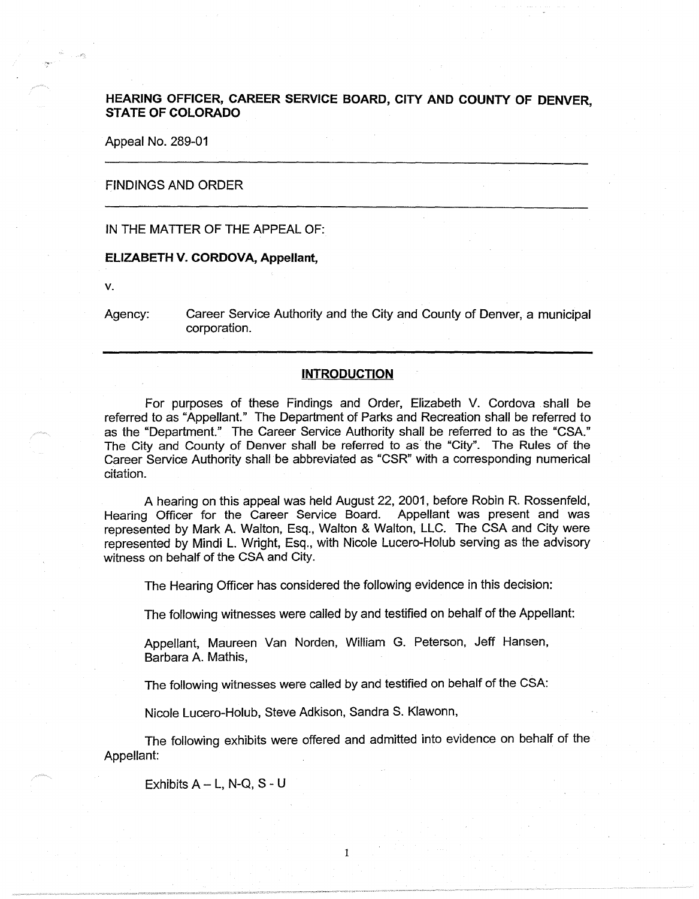**HEARING OFFICER, CAREER SERVICE BOARD, CITY AND COUNTY OF DENVER, STATE OF COLORADO**

Appeal No. 289-01

---

FINDINGS AND ORDER

---

IN THE MATTER OF THE APPEAL OF:

**ELIZABETH V. CORDOVA, Appellant,**

v.

Agency: Career Service Authority and the City and County of Denver, a municipal corporation.

---

## INTRODUCTION

For purposes of these Findings and Order, Elizabeth V. Cordova shall be referred to as "Appellant." The Department of Parks and Recreation shall be referred to as the "Department." The Career Service Authority shall be referred to as the "CSA." The City and County of Denver shall be referred to as the "City". The Rules of the Career Service Authority shall be abbreviated as "CSR" with a corresponding numerical citation.

A hearing on this appeal was held August 22, 2001, before Robin R. Rossenfeld, Hearing Officer for the Career Service Board. Appellant was present and was represented by Mark A. Walton, Esq., Walton & Walton, LLC. The CSA and City were represented by Mindi L. Wright, Esq., with Nicole Lucero-Holub serving as the advisory witness on behalf of the CSA and City.

The Hearing Officer has considered the following evidence in this decision:

The following witnesses were called by and testified on behalf of the Appellant:

Appellant, Maureen Van Norden, William G. Peterson, Jeff Hansen, Barbara A. Mathis,

The following witnesses were called by and testified on behalf of the CSA:

Nicole Lucero-Holub, Steve Adkison, Sandra S. Klawonn,

The following exhibits were offered and admitted into evidence on behalf of the Appellant:

Exhibits A – L, N-Q, S - U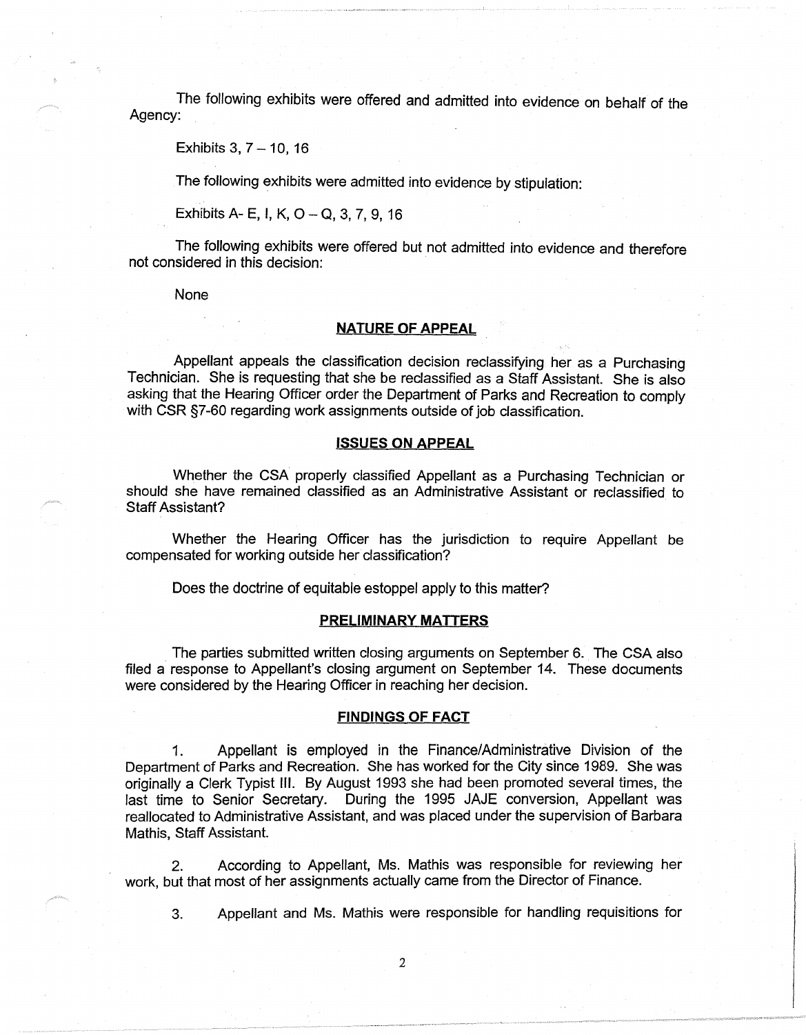The following exhibits were offered and admitted into evidence on behalf of the Agency:

Exhibits 3, 7 – 10, 16

The following exhibits were admitted into evidence by stipulation:

Exhibits A- E, I, K, O – Q, 3, 7, 9, 16

The following exhibits were offered but not admitted into evidence and therefore not considered in this decision:

None

## NATURE OF APPEAL

Appellant appeals the classification decision reclassifying her as a Purchasing Technician. She is requesting that she be reclassified as a Staff Assistant. She is also asking that the Hearing Officer order the Department of Parks and Recreation to comply with CSR §7-60 regarding work assignments outside of job classification.

## ISSUES ON APPEAL

Whether the CSA properly classified Appellant as a Purchasing Technician or should she have remained classified as an Administrative Assistant or reclassified to Staff Assistant?

Whether the Hearing Officer has the jurisdiction to require Appellant be compensated for working outside her classification?

Does the doctrine of equitable estoppel apply to this matter?

## PRELIMINARY MATTERS

The parties submitted written closing arguments on September 6. The CSA also filed a response to Appellant's closing argument on September 14. These documents were considered by the Hearing Officer in reaching her decision.

## FINDINGS OF FACT

1. Appellant is employed in the Finance/Administrative Division of the Department of Parks and Recreation. She has worked for the City since 1989. She was originally a Clerk Typist III. By August 1993 she had been promoted several times, the last time to Senior Secretary. During the 1995 JAJE conversion, Appellant was reallocated to Administrative Assistant, and was placed under the supervision of Barbara Mathis, Staff Assistant.

2. According to Appellant, Ms. Mathis was responsible for reviewing her work, but that most of her assignments actually came from the Director of Finance.

3. Appellant and Ms. Mathis were responsible for handling requisitions for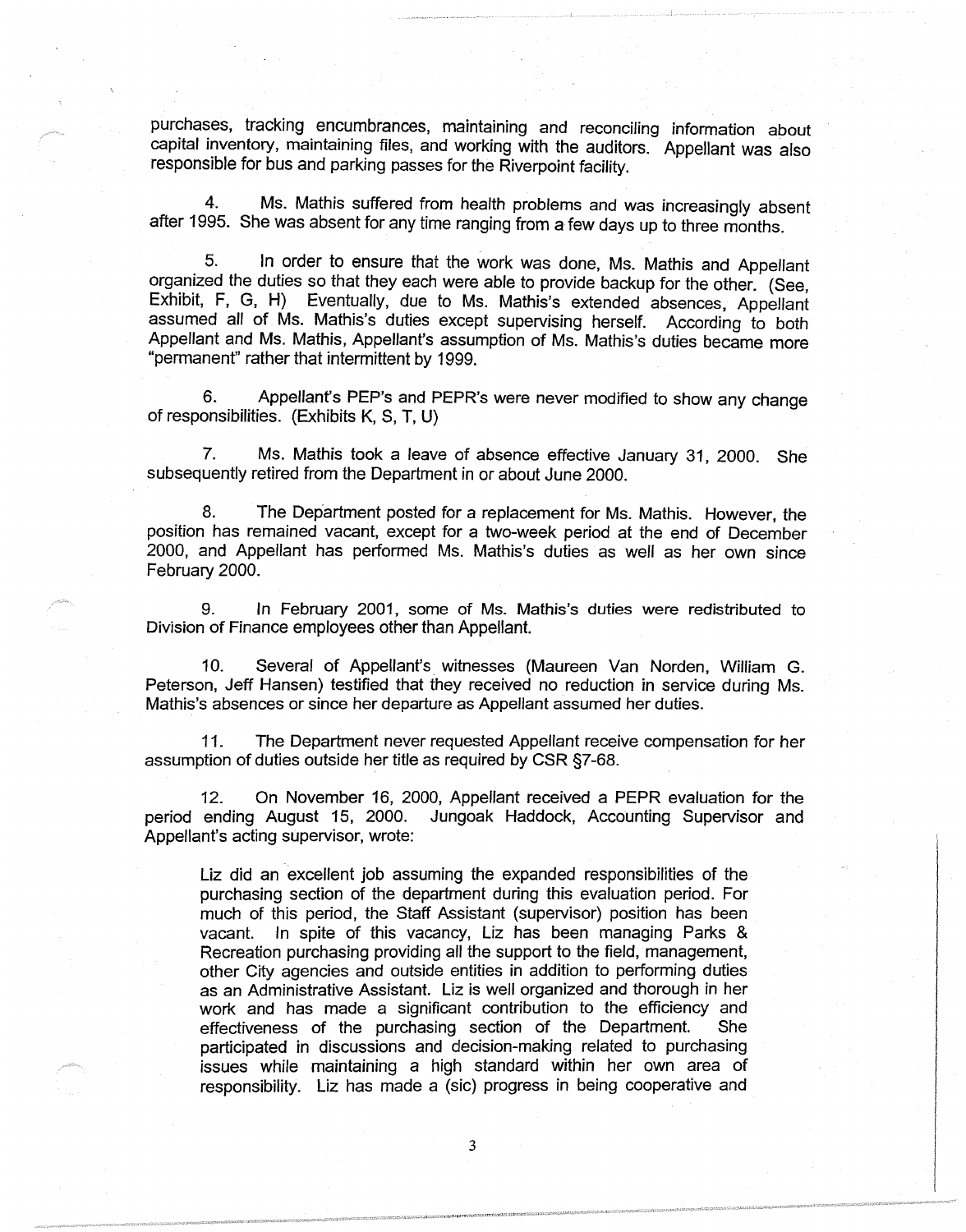purchases, tracking encumbrances, maintaining and reconciling information about capital inventory, maintaining files, and working with the auditors. Appellant was also responsible for bus and parking passes for the Riverpoint facility.

4. Ms. Mathis suffered from health problems and was increasingly absent after 1995. She was absent for any time ranging from a few days up to three months.

5. In order to ensure that the work was done, Ms. Mathis and Appellant organized the duties so that they each were able to provide backup for the other. (See, Exhibit, F, G, H) Eventually, due to Ms. Mathis's extended absences, Appellant assumed all of Ms. Mathis's duties except supervising herself. According to both Appellant and Ms. Mathis, Appellant's assumption of Ms. Mathis's duties became more "permanent" rather that intermittent by 1999.

6. Appellant's PEP's and PEPR's were never modified to show any change of responsibilities. (Exhibits K, S, T, U)

7. Ms. Mathis took a leave of absence effective January 31, 2000. She subsequently retired from the Department in or about June 2000.

8. The Department posted for a replacement for Ms. Mathis. However, the position has remained vacant, except for a two-week period at the end of December 2000, and Appellant has performed Ms. Mathis's duties as well as her own since February 2000.

9. In February 2001, some of Ms. Mathis's duties were redistributed to Division of Finance employees other than Appellant.

10. Several of Appellant's witnesses (Maureen Van Norden, William G. Peterson, Jeff Hansen) testified that they received no reduction in service during Ms. Mathis's absences or since her departure as Appellant assumed her duties.

11. The Department never requested Appellant receive compensation for her assumption of duties outside her title as required by CSR §7-68.

12. On November 16, 2000, Appellant received a PEPR evaluation for the period ending August 15, 2000. Jungoak Haddock, Accounting Supervisor and Appellant's acting supervisor, wrote:

> Liz did an excellent job assuming the expanded responsibilities of the purchasing section of the department during this evaluation period. For much of this period, the Staff Assistant (supervisor) position has been vacant. In spite of this vacancy, Liz has been managing Parks & Recreation purchasing providing all the support to the field, management, other City agencies and outside entities in addition to performing duties as an Administrative Assistant. Liz is well organized and thorough in her work and has made a significant contribution to the efficiency and effectiveness of the purchasing section of the Department. She participated in discussions and decision-making related to purchasing issues while maintaining a high standard within her own area of responsibility. Liz has made a (sic) progress in being cooperative and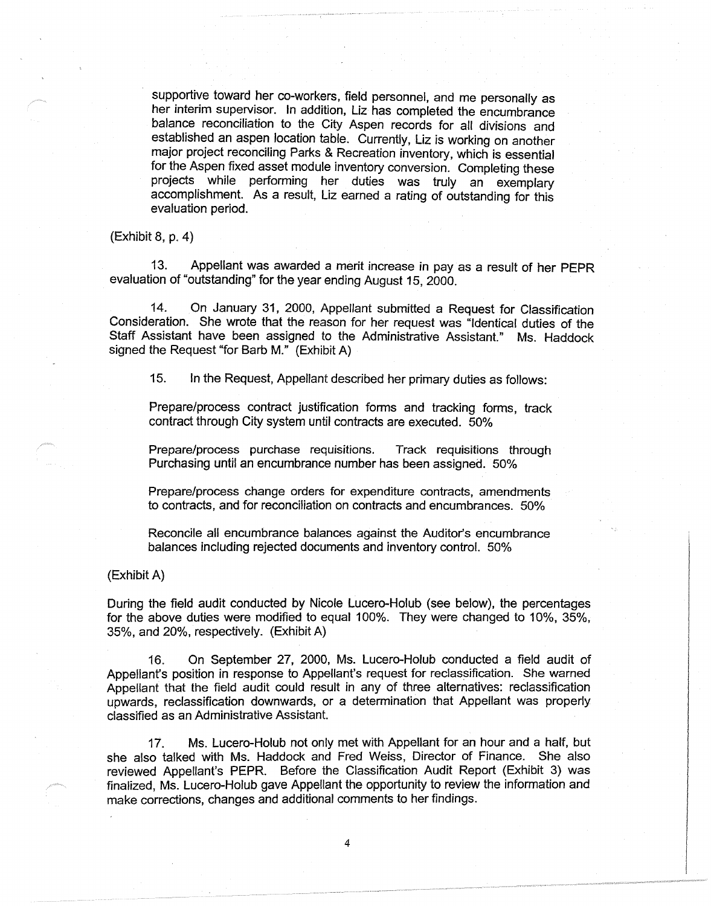> supportive toward her co-workers, field personnel, and me personally as her interim supervisor. In addition, Liz has completed the encumbrance balance reconciliation to the City Aspen records for all divisions and established an aspen location table. Currently, Liz is working on another major project reconciling Parks & Recreation inventory, which is essential for the Aspen fixed asset module inventory conversion. Completing these projects while performing her duties was truly an exemplary accomplishment. As a result, Liz earned a rating of outstanding for this evaluation period.

(Exhibit 8, p. 4)

13. Appellant was awarded a merit increase in pay as a result of her PEPR evaluation of "outstanding" for the year ending August 15, 2000.

14. On January 31, 2000, Appellant submitted a Request for Classification Consideration. She wrote that the reason for her request was "Identical duties of the Staff Assistant have been assigned to the Administrative Assistant." Ms. Haddock signed the Request "for Barb M." (Exhibit A)

15. In the Request, Appellant described her primary duties as follows:

> Prepare/process contract justification forms and tracking forms, track contract through City system until contracts are executed. 50%
>
> Prepare/process purchase requisitions. Track requisitions through Purchasing until an encumbrance number has been assigned. 50%
>
> Prepare/process change orders for expenditure contracts, amendments to contracts, and for reconciliation on contracts and encumbrances. 50%
>
> Reconcile all encumbrance balances against the Auditor's encumbrance balances including rejected documents and inventory control. 50%

(Exhibit A)

During the field audit conducted by Nicole Lucero-Holub (see below), the percentages for the above duties were modified to equal 100%. They were changed to 10%, 35%, 35%, and 20%, respectively. (Exhibit A)

16. On September 27, 2000, Ms. Lucero-Holub conducted a field audit of Appellant's position in response to Appellant's request for reclassification. She warned Appellant that the field audit could result in any of three alternatives: reclassification upwards, reclassification downwards, or a determination that Appellant was properly classified as an Administrative Assistant.

17. Ms. Lucero-Holub not only met with Appellant for an hour and a half, but she also talked with Ms. Haddock and Fred Weiss, Director of Finance. She also reviewed Appellant's PEPR. Before the Classification Audit Report (Exhibit 3) was finalized, Ms. Lucero-Holub gave Appellant the opportunity to review the information and make corrections, changes and additional comments to her findings.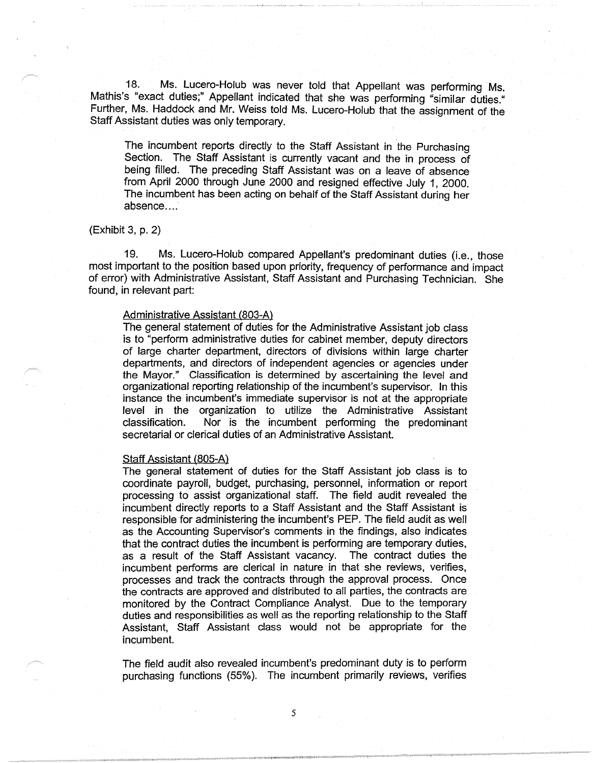18. Ms. Lucero-Holub was never told that Appellant was performing Ms. Mathis's "exact duties;" Appellant indicated that she was performing "similar duties." Further, Ms. Haddock and Mr. Weiss told Ms. Lucero-Holub that the assignment of the Staff Assistant duties was only temporary.

> The incumbent reports directly to the Staff Assistant in the Purchasing Section. The Staff Assistant is currently vacant and the in process of being filled. The preceding Staff Assistant was on a leave of absence from April 2000 through June 2000 and resigned effective July 1, 2000. The incumbent has been acting on behalf of the Staff Assistant during her absence....

(Exhibit 3, p. 2)

19. Ms. Lucero-Holub compared Appellant's predominant duties (i.e., those most important to the position based upon priority, frequency of performance and impact of error) with Administrative Assistant, Staff Assistant and Purchasing Technician. She found, in relevant part:

> <u>Administrative Assistant (803-A)</u>
> The general statement of duties for the Administrative Assistant job class is to "perform administrative duties for cabinet member, deputy directors of large charter department, directors of divisions within large charter departments, and directors of independent agencies or agencies under the Mayor." Classification is determined by ascertaining the level and organizational reporting relationship of the incumbent's supervisor. In this instance the incumbent's immediate supervisor is not at the appropriate level in the organization to utilize the Administrative Assistant classification. Nor is the incumbent performing the predominant secretarial or clerical duties of an Administrative Assistant.
>
> <u>Staff Assistant (805-A)</u>
> The general statement of duties for the Staff Assistant job class is to coordinate payroll, budget, purchasing, personnel, information or report processing to assist organizational staff. The field audit revealed the incumbent directly reports to a Staff Assistant and the Staff Assistant is responsible for administering the incumbent's PEP. The field audit as well as the Accounting Supervisor's comments in the findings, also indicates that the contract duties the incumbent is performing are temporary duties, as a result of the Staff Assistant vacancy. The contract duties the incumbent performs are clerical in nature in that she reviews, verifies, processes and track the contracts through the approval process. Once the contracts are approved and distributed to all parties, the contracts are monitored by the Contract Compliance Analyst. Due to the temporary duties and responsibilities as well as the reporting relationship to the Staff Assistant, Staff Assistant class would not be appropriate for the incumbent.
>
> The field audit also revealed incumbent's predominant duty is to perform purchasing functions (55%). The incumbent primarily reviews, verifies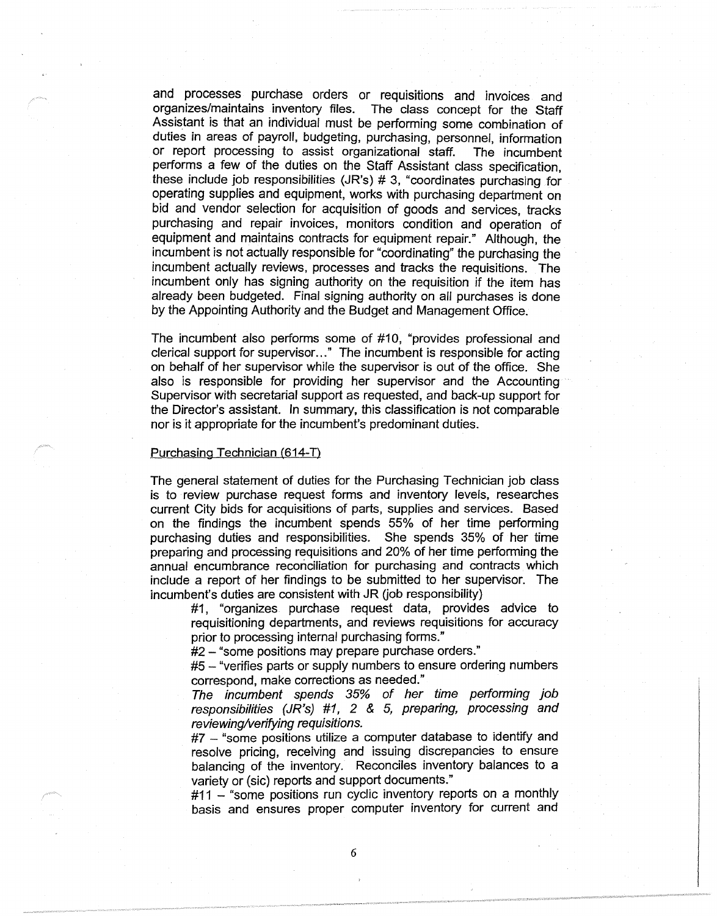and processes purchase orders or requisitions and invoices and organizes/maintains inventory files. The class concept for the Staff Assistant is that an individual must be performing some combination of duties in areas of payroll, budgeting, purchasing, personnel, information or report processing to assist organizational staff. The incumbent performs a few of the duties on the Staff Assistant class specification, these include job responsibilities (JR's) # 3, "coordinates purchasing for operating supplies and equipment, works with purchasing department on bid and vendor selection for acquisition of goods and services, tracks purchasing and repair invoices, monitors condition and operation of equipment and maintains contracts for equipment repair." Although, the incumbent is not actually responsible for "coordinating" the purchasing the incumbent actually reviews, processes and tracks the requisitions. The incumbent only has signing authority on the requisition if the item has already been budgeted. Final signing authority on all purchases is done by the Appointing Authority and the Budget and Management Office.

The incumbent also performs some of #10, "provides professional and clerical support for supervisor…" The incumbent is responsible for acting on behalf of her supervisor while the supervisor is out of the office. She also is responsible for providing her supervisor and the Accounting Supervisor with secretarial support as requested, and back-up support for the Director's assistant. In summary, this classification is not comparable nor is it appropriate for the incumbent's predominant duties.

Purchasing Technician (614-T)

The general statement of duties for the Purchasing Technician job class is to review purchase request forms and inventory levels, researches current City bids for acquisitions of parts, supplies and services. Based on the findings the incumbent spends 55% of her time performing purchasing duties and responsibilities. She spends 35% of her time preparing and processing requisitions and 20% of her time performing the annual encumbrance reconciliation for purchasing and contracts which include a report of her findings to be submitted to her supervisor. The incumbent's duties are consistent with JR (job responsibility)

> #1, "organizes purchase request data, provides advice to requisitioning departments, and reviews requisitions for accuracy prior to processing internal purchasing forms."
>
> #2 – "some positions may prepare purchase orders."
>
> #5 – "verifies parts or supply numbers to ensure ordering numbers correspond, make corrections as needed."
>
> *The incumbent spends 35% of her time performing job responsibilities (JR's) #1, 2 & 5, preparing, processing and reviewing/verifying requisitions.*
>
> #7 – "some positions utilize a computer database to identify and resolve pricing, receiving and issuing discrepancies to ensure balancing of the inventory. Reconciles inventory balances to a variety or (sic) reports and support documents."
>
> #11 – "some positions run cyclic inventory reports on a monthly basis and ensures proper computer inventory for current and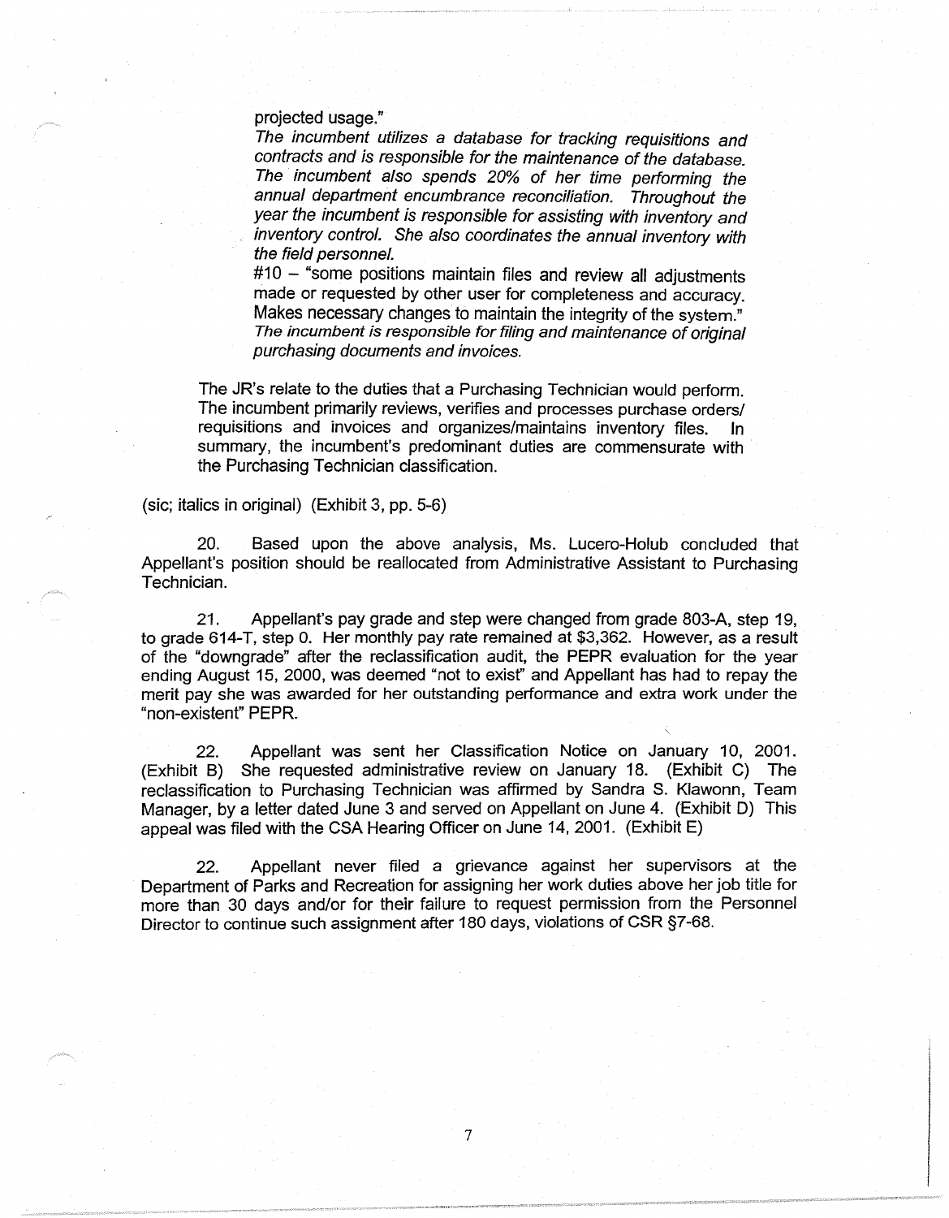> projected usage."
>
> *The incumbent utilizes a database for tracking requisitions and contracts and is responsible for the maintenance of the database. The incumbent also spends 20% of her time performing the annual department encumbrance reconciliation. Throughout the year the incumbent is responsible for assisting with inventory and inventory control. She also coordinates the annual inventory with the field personnel.*
>
> #10 – "some positions maintain files and review all adjustments made or requested by other user for completeness and accuracy. Makes necessary changes to maintain the integrity of the system."
>
> *The incumbent is responsible for filing and maintenance of original purchasing documents and invoices.*
>
> The JR's relate to the duties that a Purchasing Technician would perform. The incumbent primarily reviews, verifies and processes purchase orders/ requisitions and invoices and organizes/maintains inventory files. In summary, the incumbent's predominant duties are commensurate with the Purchasing Technician classification.

(sic; italics in original) (Exhibit 3, pp. 5-6)

20. Based upon the above analysis, Ms. Lucero-Holub concluded that Appellant's position should be reallocated from Administrative Assistant to Purchasing Technician.

21. Appellant's pay grade and step were changed from grade 803-A, step 19, to grade 614-T, step 0. Her monthly pay rate remained at $3,362. However, as a result of the "downgrade" after the reclassification audit, the PEPR evaluation for the year ending August 15, 2000, was deemed "not to exist" and Appellant has had to repay the merit pay she was awarded for her outstanding performance and extra work under the "non-existent" PEPR.

22. Appellant was sent her Classification Notice on January 10, 2001. (Exhibit B) She requested administrative review on January 18. (Exhibit C) The reclassification to Purchasing Technician was affirmed by Sandra S. Klawonn, Team Manager, by a letter dated June 3 and served on Appellant on June 4. (Exhibit D) This appeal was filed with the CSA Hearing Officer on June 14, 2001. (Exhibit E)

22. Appellant never filed a grievance against her supervisors at the Department of Parks and Recreation for assigning her work duties above her job title for more than 30 days and/or for their failure to request permission from the Personnel Director to continue such assignment after 180 days, violations of CSR §7-68.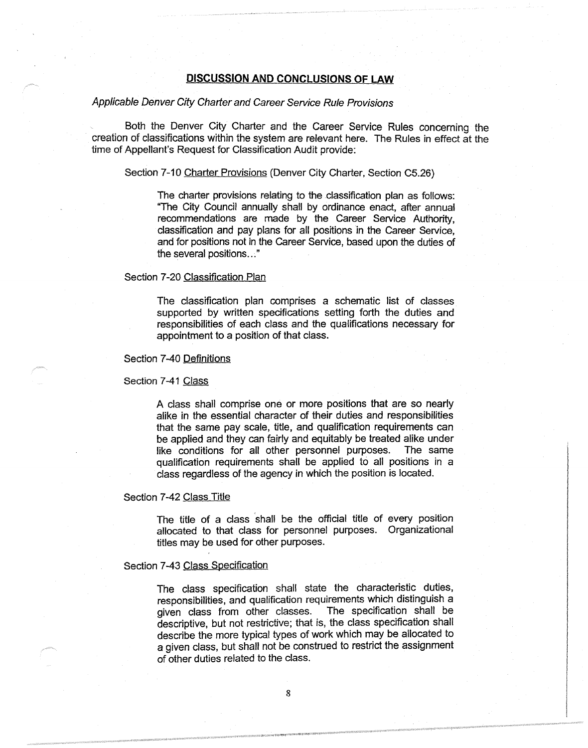## DISCUSSION AND CONCLUSIONS OF LAW

*Applicable Denver City Charter and Career Service Rule Provisions*

Both the Denver City Charter and the Career Service Rules concerning the creation of classifications within the system are relevant here. The Rules in effect at the time of Appellant's Request for Classification Audit provide:

Section 7-10 Charter Provisions (Denver City Charter, Section C5.26)

> The charter provisions relating to the classification plan as follows: "The City Council annually shall by ordinance enact, after annual recommendations are made by the Career Service Authority, classification and pay plans for all positions in the Career Service, and for positions not in the Career Service, based upon the duties of the several positions..."

Section 7-20 Classification Plan

> The classification plan comprises a schematic list of classes supported by written specifications setting forth the duties and responsibilities of each class and the qualifications necessary for appointment to a position of that class.

Section 7-40 Definitions

Section 7-41 Class

> A class shall comprise one or more positions that are so nearly alike in the essential character of their duties and responsibilities that the same pay scale, title, and qualification requirements can be applied and they can fairly and equitably be treated alike under like conditions for all other personnel purposes. The same qualification requirements shall be applied to all positions in a class regardless of the agency in which the position is located.

Section 7-42 Class Title

> The title of a class shall be the official title of every position allocated to that class for personnel purposes. Organizational titles may be used for other purposes.

Section 7-43 Class Specification

> The class specification shall state the characteristic duties, responsibilities, and qualification requirements which distinguish a given class from other classes. The specification shall be descriptive, but not restrictive; that is, the class specification shall describe the more typical types of work which may be allocated to a given class, but shall not be construed to restrict the assignment of other duties related to the class.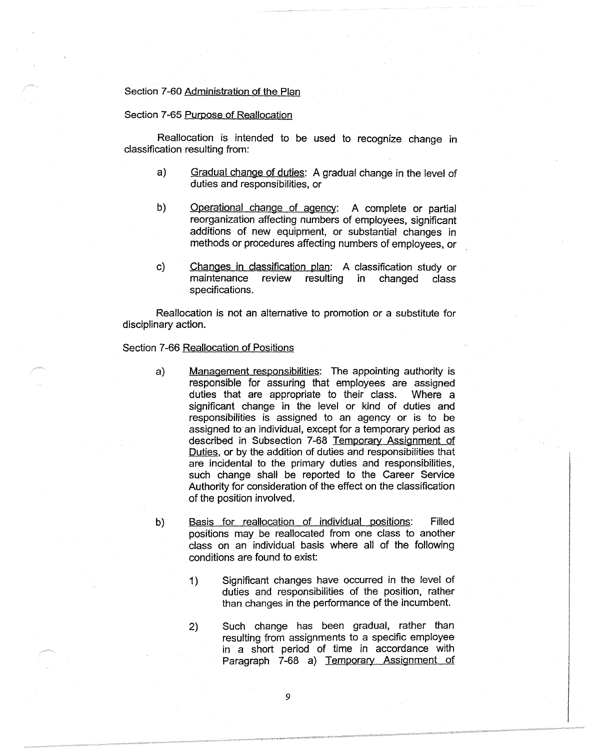Section 7-60 <u>Administration of the Plan</u>

Section 7-65 <u>Purpose of Reallocation</u>

Reallocation is intended to be used to recognize change in classification resulting from:

a) <u>Gradual change of duties</u>: A gradual change in the level of duties and responsibilities, or

b) <u>Operational change of agency</u>: A complete or partial reorganization affecting numbers of employees, significant additions of new equipment, or substantial changes in methods or procedures affecting numbers of employees, or

c) <u>Changes in classification plan</u>: A classification study or maintenance review resulting in changed class specifications.

Reallocation is not an alternative to promotion or a substitute for disciplinary action.

Section 7-66 <u>Reallocation of Positions</u>

a) <u>Management responsibilities</u>: The appointing authority is responsible for assuring that employees are assigned duties that are appropriate to their class. Where a significant change in the level or kind of duties and responsibilities is assigned to an agency or is to be assigned to an individual, except for a temporary period as described in Subsection 7-68 <u>Temporary Assignment of Duties</u>, or by the addition of duties and responsibilities that are incidental to the primary duties and responsibilities, such change shall be reported to the Career Service Authority for consideration of the effect on the classification of the position involved.

b) <u>Basis for reallocation of individual positions</u>: Filled positions may be reallocated from one class to another class on an individual basis where all of the following conditions are found to exist:

   1) Significant changes have occurred in the level of duties and responsibilities of the position, rather than changes in the performance of the incumbent.

   2) Such change has been gradual, rather than resulting from assignments to a specific employee in a short period of time in accordance with Paragraph 7-68 a) <u>Temporary Assignment of</u>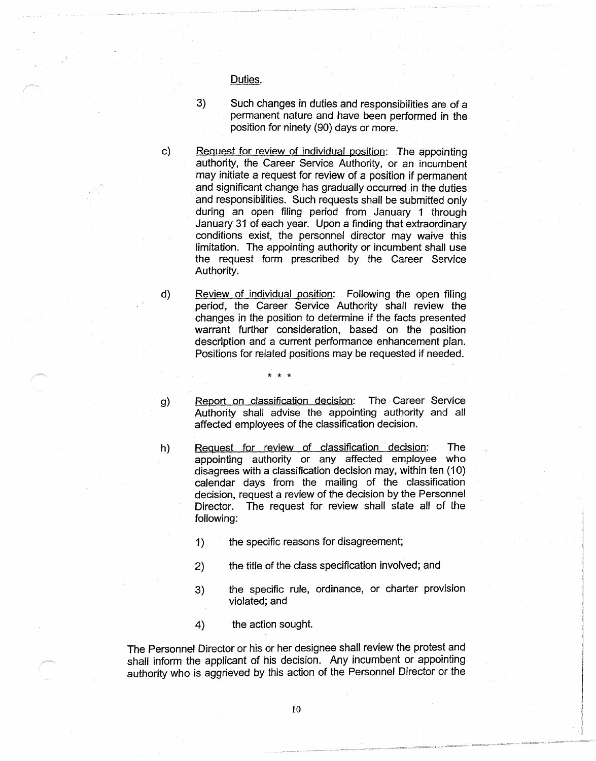Duties.

3) Such changes in duties and responsibilities are of a permanent nature and have been performed in the position for ninety (90) days or more.

c) Request for review of individual position: The appointing authority, the Career Service Authority, or an incumbent may initiate a request for review of a position if permanent and significant change has gradually occurred in the duties and responsibilities. Such requests shall be submitted only during an open filing period from January 1 through January 31 of each year. Upon a finding that extraordinary conditions exist, the personnel director may waive this limitation. The appointing authority or incumbent shall use the request form prescribed by the Career Service Authority.

d) Review of individual position: Following the open filing period, the Career Service Authority shall review the changes in the position to determine if the facts presented warrant further consideration, based on the position description and a current performance enhancement plan. Positions for related positions may be requested if needed.

\* \* \*

g) Report on classification decision: The Career Service Authority shall advise the appointing authority and all affected employees of the classification decision.

h) Request for review of classification decision: The appointing authority or any affected employee who disagrees with a classification decision may, within ten (10) calendar days from the mailing of the classification decision, request a review of the decision by the Personnel Director. The request for review shall state all of the following:

1) the specific reasons for disagreement;

2) the title of the class specification involved; and

3) the specific rule, ordinance, or charter provision violated; and

4) the action sought.

The Personnel Director or his or her designee shall review the protest and shall inform the applicant of his decision. Any incumbent or appointing authority who is aggrieved by this action of the Personnel Director or the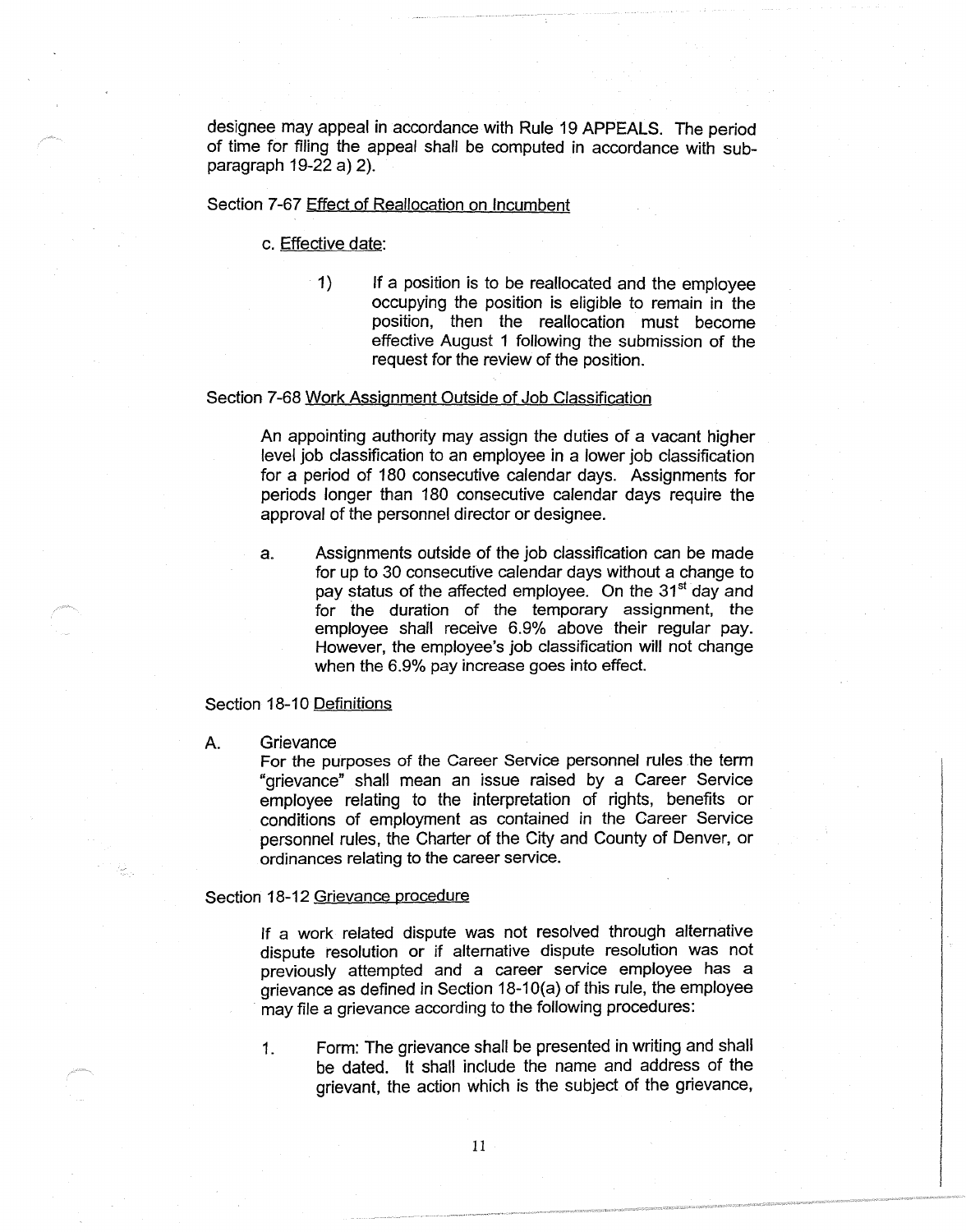designee may appeal in accordance with Rule 19 APPEALS. The period of time for filing the appeal shall be computed in accordance with sub-paragraph 19-22 a) 2).

Section 7-67 Effect of Reallocation on Incumbent

c. Effective date:

1) If a position is to be reallocated and the employee occupying the position is eligible to remain in the position, then the reallocation must become effective August 1 following the submission of the request for the review of the position.

Section 7-68 Work Assignment Outside of Job Classification

An appointing authority may assign the duties of a vacant higher level job classification to an employee in a lower job classification for a period of 180 consecutive calendar days. Assignments for periods longer than 180 consecutive calendar days require the approval of the personnel director or designee.

a. Assignments outside of the job classification can be made for up to 30 consecutive calendar days without a change to pay status of the affected employee. On the 31st day and for the duration of the temporary assignment, the employee shall receive 6.9% above their regular pay. However, the employee's job classification will not change when the 6.9% pay increase goes into effect.

Section 18-10 Definitions

A. Grievance

For the purposes of the Career Service personnel rules the term "grievance" shall mean an issue raised by a Career Service employee relating to the interpretation of rights, benefits or conditions of employment as contained in the Career Service personnel rules, the Charter of the City and County of Denver, or ordinances relating to the career service.

Section 18-12 Grievance procedure

If a work related dispute was not resolved through alternative dispute resolution or if alternative dispute resolution was not previously attempted and a career service employee has a grievance as defined in Section 18-10(a) of this rule, the employee may file a grievance according to the following procedures:

1. Form: The grievance shall be presented in writing and shall be dated. It shall include the name and address of the grievant, the action which is the subject of the grievance,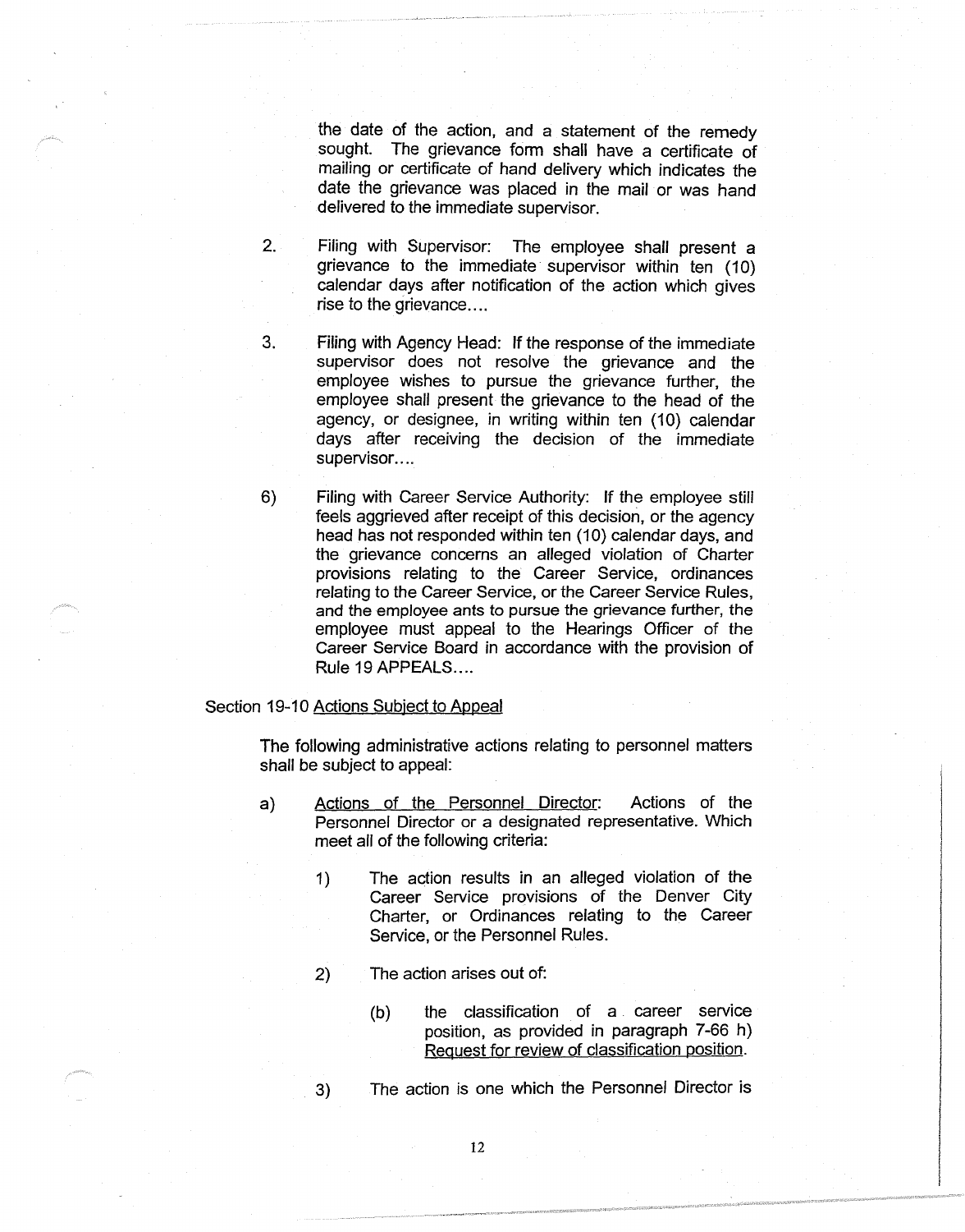the date of the action, and a statement of the remedy sought. The grievance form shall have a certificate of mailing or certificate of hand delivery which indicates the date the grievance was placed in the mail or was hand delivered to the immediate supervisor.

2. Filing with Supervisor: The employee shall present a grievance to the immediate supervisor within ten (10) calendar days after notification of the action which gives rise to the grievance....

3. Filing with Agency Head: If the response of the immediate supervisor does not resolve the grievance and the employee wishes to pursue the grievance further, the employee shall present the grievance to the head of the agency, or designee, in writing within ten (10) calendar days after receiving the decision of the immediate supervisor....

6) Filing with Career Service Authority: If the employee still feels aggrieved after receipt of this decision, or the agency head has not responded within ten (10) calendar days, and the grievance concerns an alleged violation of Charter provisions relating to the Career Service, ordinances relating to the Career Service, or the Career Service Rules, and the employee ants to pursue the grievance further, the employee must appeal to the Hearings Officer of the Career Service Board in accordance with the provision of Rule 19 APPEALS....

Section 19-10 <u>Actions Subject to Appeal</u>

The following administrative actions relating to personnel matters shall be subject to appeal:

a) <u>Actions of the Personnel Director</u>: Actions of the Personnel Director or a designated representative. Which meet all of the following criteria:

   1) The action results in an alleged violation of the Career Service provisions of the Denver City Charter, or Ordinances relating to the Career Service, or the Personnel Rules.

   2) The action arises out of:

      (b) the classification of a career service position, as provided in paragraph 7-66 h) <u>Request for review of classification position</u>.

   3) The action is one which the Personnel Director is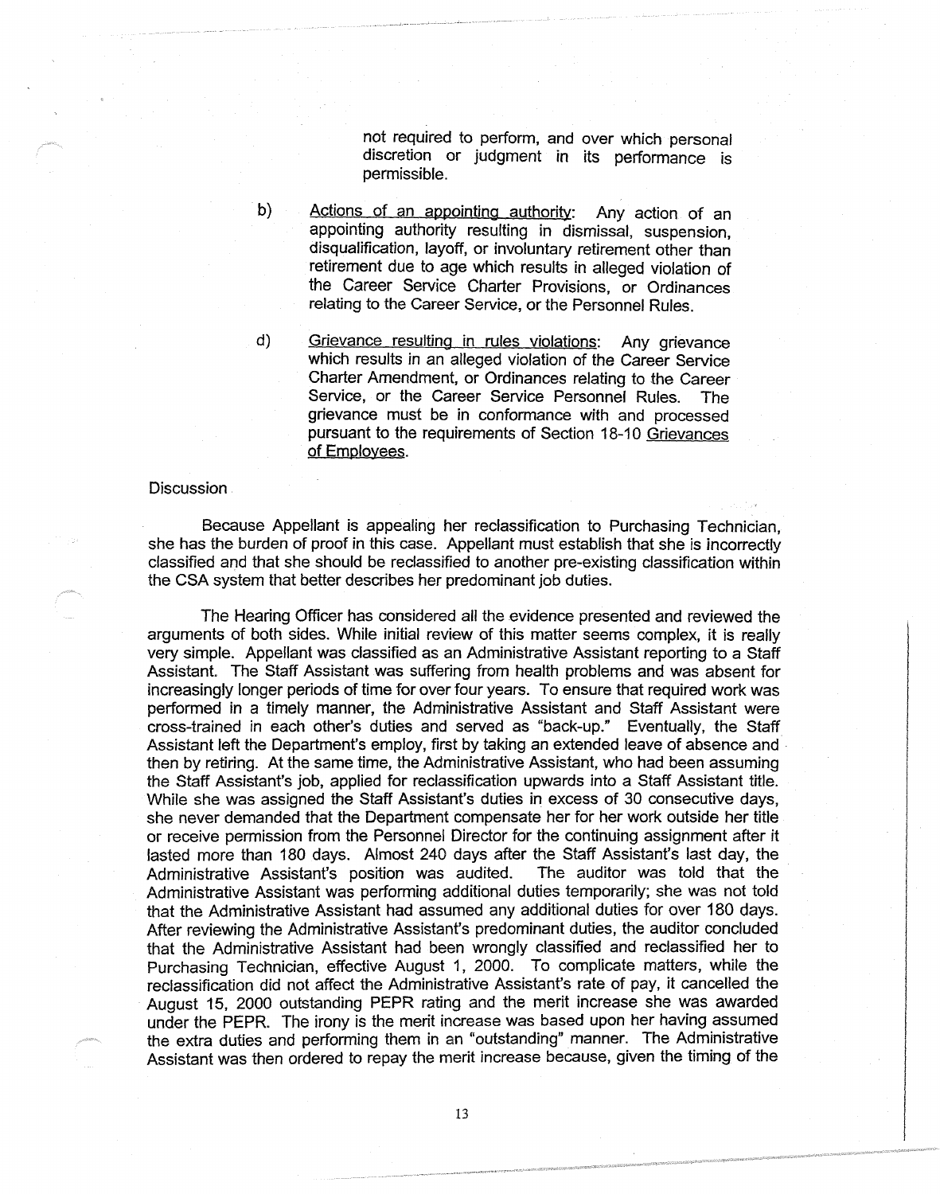not required to perform, and over which personal discretion or judgment in its performance is permissible.

b) Actions of an appointing authority: Any action of an appointing authority resulting in dismissal, suspension, disqualification, layoff, or involuntary retirement other than retirement due to age which results in alleged violation of the Career Service Charter Provisions, or Ordinances relating to the Career Service, or the Personnel Rules.

d) Grievance resulting in rules violations: Any grievance which results in an alleged violation of the Career Service Charter Amendment, or Ordinances relating to the Career Service, or the Career Service Personnel Rules. The grievance must be in conformance with and processed pursuant to the requirements of Section 18-10 Grievances of Employees.

Discussion

Because Appellant is appealing her reclassification to Purchasing Technician, she has the burden of proof in this case. Appellant must establish that she is incorrectly classified and that she should be reclassified to another pre-existing classification within the CSA system that better describes her predominant job duties.

The Hearing Officer has considered all the evidence presented and reviewed the arguments of both sides. While initial review of this matter seems complex, it is really very simple. Appellant was classified as an Administrative Assistant reporting to a Staff Assistant. The Staff Assistant was suffering from health problems and was absent for increasingly longer periods of time for over four years. To ensure that required work was performed in a timely manner, the Administrative Assistant and Staff Assistant were cross-trained in each other's duties and served as "back-up." Eventually, the Staff Assistant left the Department's employ, first by taking an extended leave of absence and then by retiring. At the same time, the Administrative Assistant, who had been assuming the Staff Assistant's job, applied for reclassification upwards into a Staff Assistant title. While she was assigned the Staff Assistant's duties in excess of 30 consecutive days, she never demanded that the Department compensate her for her work outside her title or receive permission from the Personnel Director for the continuing assignment after it lasted more than 180 days. Almost 240 days after the Staff Assistant's last day, the Administrative Assistant's position was audited. The auditor was told that the Administrative Assistant was performing additional duties temporarily; she was not told that the Administrative Assistant had assumed any additional duties for over 180 days. After reviewing the Administrative Assistant's predominant duties, the auditor concluded that the Administrative Assistant had been wrongly classified and reclassified her to Purchasing Technician, effective August 1, 2000. To complicate matters, while the reclassification did not affect the Administrative Assistant's rate of pay, it cancelled the August 15, 2000 outstanding PEPR rating and the merit increase she was awarded under the PEPR. The irony is the merit increase was based upon her having assumed the extra duties and performing them in an "outstanding" manner. The Administrative Assistant was then ordered to repay the merit increase because, given the timing of the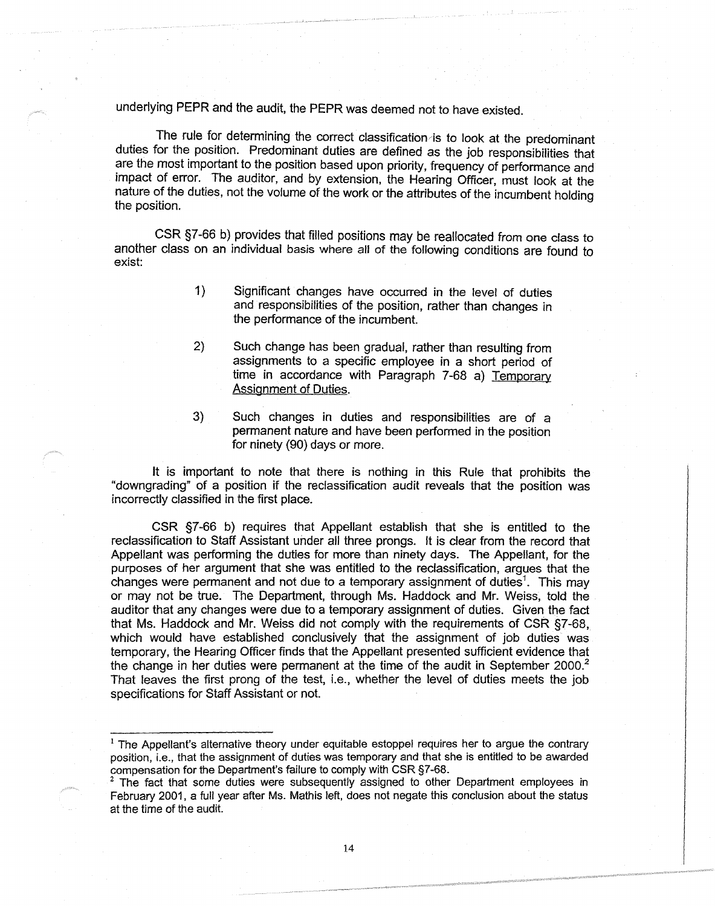underlying PEPR and the audit, the PEPR was deemed not to have existed.

The rule for determining the correct classification is to look at the predominant duties for the position. Predominant duties are defined as the job responsibilities that are the most important to the position based upon priority, frequency of performance and impact of error. The auditor, and by extension, the Hearing Officer, must look at the nature of the duties, not the volume of the work or the attributes of the incumbent holding the position.

CSR §7-66 b) provides that filled positions may be reallocated from one class to another class on an individual basis where all of the following conditions are found to exist:

> 1) Significant changes have occurred in the level of duties and responsibilities of the position, rather than changes in the performance of the incumbent.
>
> 2) Such change has been gradual, rather than resulting from assignments to a specific employee in a short period of time in accordance with Paragraph 7-68 a) Temporary Assignment of Duties.
>
> 3) Such changes in duties and responsibilities are of a permanent nature and have been performed in the position for ninety (90) days or more.

It is important to note that there is nothing in this Rule that prohibits the "downgrading" of a position if the reclassification audit reveals that the position was incorrectly classified in the first place.

CSR §7-66 b) requires that Appellant establish that she is entitled to the reclassification to Staff Assistant under all three prongs. It is clear from the record that Appellant was performing the duties for more than ninety days. The Appellant, for the purposes of her argument that she was entitled to the reclassification, argues that the changes were permanent and not due to a temporary assignment of duties[1]. This may or may not be true. The Department, through Ms. Haddock and Mr. Weiss, told the auditor that any changes were due to a temporary assignment of duties. Given the fact that Ms. Haddock and Mr. Weiss did not comply with the requirements of CSR §7-68, which would have established conclusively that the assignment of job duties was temporary, the Hearing Officer finds that the Appellant presented sufficient evidence that the change in her duties were permanent at the time of the audit in September 2000.[2] That leaves the first prong of the test, i.e., whether the level of duties meets the job specifications for Staff Assistant or not.

---

[1] The Appellant's alternative theory under equitable estoppel requires her to argue the contrary position, i.e., that the assignment of duties was temporary and that she is entitled to be awarded compensation for the Department's failure to comply with CSR §7-68.

[2] The fact that some duties were subsequently assigned to other Department employees in February 2001, a full year after Ms. Mathis left, does not negate this conclusion about the status at the time of the audit.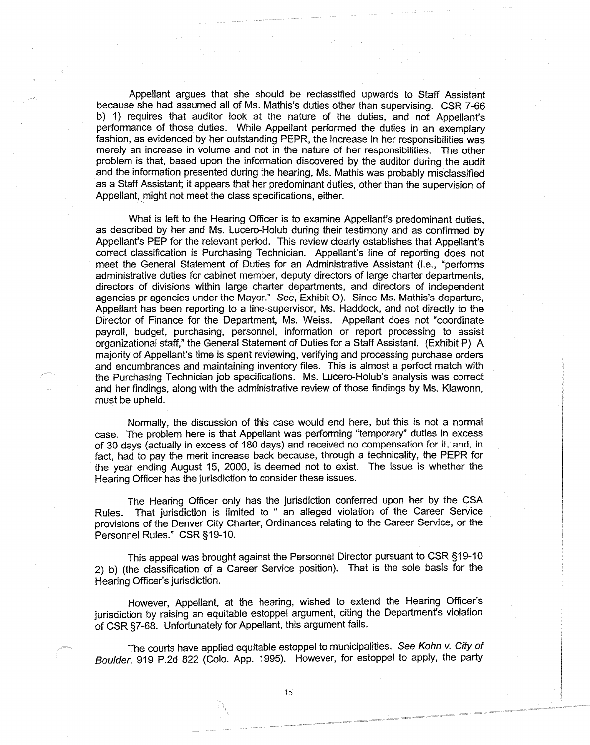Appellant argues that she should be reclassified upwards to Staff Assistant because she had assumed all of Ms. Mathis's duties other than supervising. CSR 7-66 b) 1) requires that auditor look at the nature of the duties, and not Appellant's performance of those duties. While Appellant performed the duties in an exemplary fashion, as evidenced by her outstanding PEPR, the increase in her responsibilities was merely an increase in volume and not in the nature of her responsibilities. The other problem is that, based upon the information discovered by the auditor during the audit and the information presented during the hearing, Ms. Mathis was probably misclassified as a Staff Assistant; it appears that her predominant duties, other than the supervision of Appellant, might not meet the class specifications, either.

What is left to the Hearing Officer is to examine Appellant's predominant duties, as described by her and Ms. Lucero-Holub during their testimony and as confirmed by Appellant's PEP for the relevant period. This review clearly establishes that Appellant's correct classification is Purchasing Technician. Appellant's line of reporting does not meet the General Statement of Duties for an Administrative Assistant (i.e., "performs administrative duties for cabinet member, deputy directors of large charter departments, directors of divisions within large charter departments, and directors of independent agencies pr agencies under the Mayor." *See*, Exhibit O). Since Ms. Mathis's departure, Appellant has been reporting to a line-supervisor, Ms. Haddock, and not directly to the Director of Finance for the Department, Ms. Weiss. Appellant does not "coordinate payroll, budget, purchasing, personnel, information or report processing to assist organizational staff," the General Statement of Duties for a Staff Assistant. (Exhibit P) A majority of Appellant's time is spent reviewing, verifying and processing purchase orders and encumbrances and maintaining inventory files. This is almost a perfect match with the Purchasing Technician job specifications. Ms. Lucero-Holub's analysis was correct and her findings, along with the administrative review of those findings by Ms. Klawonn, must be upheld.

Normally, the discussion of this case would end here, but this is not a normal case. The problem here is that Appellant was performing "temporary" duties in excess of 30 days (actually in excess of 180 days) and received no compensation for it, and, in fact, had to pay the merit increase back because, through a technicality, the PEPR for the year ending August 15, 2000, is deemed not to exist. The issue is whether the Hearing Officer has the jurisdiction to consider these issues.

The Hearing Officer only has the jurisdiction conferred upon her by the CSA Rules. That jurisdiction is limited to " an alleged violation of the Career Service provisions of the Denver City Charter, Ordinances relating to the Career Service, or the Personnel Rules." CSR §19-10.

This appeal was brought against the Personnel Director pursuant to CSR §19-10 2) b) (the classification of a Career Service position). That is the sole basis for the Hearing Officer's jurisdiction.

However, Appellant, at the hearing, wished to extend the Hearing Officer's jurisdiction by raising an equitable estoppel argument, citing the Department's violation of CSR §7-68. Unfortunately for Appellant, this argument fails.

The courts have applied equitable estoppel to municipalities. *See Kohn v. City of Boulder*, 919 P.2d 822 (Colo. App. 1995). However, for estoppel to apply, the party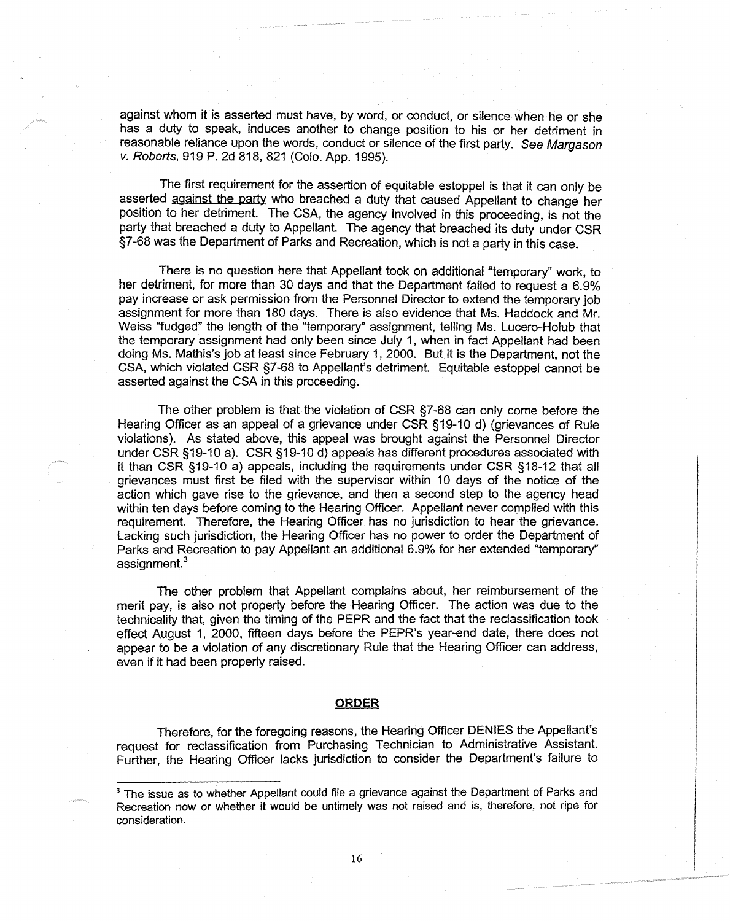against whom it is asserted must have, by word, or conduct, or silence when he or she has a duty to speak, induces another to change position to his or her detriment in reasonable reliance upon the words, conduct or silence of the first party. *See Margason v. Roberts*, 919 P. 2d 818, 821 (Colo. App. 1995).

The first requirement for the assertion of equitable estoppel is that it can only be asserted against the party who breached a duty that caused Appellant to change her position to her detriment. The CSA, the agency involved in this proceeding, is not the party that breached a duty to Appellant. The agency that breached its duty under CSR §7-68 was the Department of Parks and Recreation, which is not a party in this case.

There is no question here that Appellant took on additional "temporary" work, to her detriment, for more than 30 days and that the Department failed to request a 6.9% pay increase or ask permission from the Personnel Director to extend the temporary job assignment for more than 180 days. There is also evidence that Ms. Haddock and Mr. Weiss "fudged" the length of the "temporary" assignment, telling Ms. Lucero-Holub that the temporary assignment had only been since July 1, when in fact Appellant had been doing Ms. Mathis's job at least since February 1, 2000. But it is the Department, not the CSA, which violated CSR §7-68 to Appellant's detriment. Equitable estoppel cannot be asserted against the CSA in this proceeding.

The other problem is that the violation of CSR §7-68 can only come before the Hearing Officer as an appeal of a grievance under CSR §19-10 d) (grievances of Rule violations). As stated above, this appeal was brought against the Personnel Director under CSR §19-10 a). CSR §19-10 d) appeals has different procedures associated with it than CSR §19-10 a) appeals, including the requirements under CSR §18-12 that all grievances must first be filed with the supervisor within 10 days of the notice of the action which gave rise to the grievance, and then a second step to the agency head within ten days before coming to the Hearing Officer. Appellant never complied with this requirement. Therefore, the Hearing Officer has no jurisdiction to hear the grievance. Lacking such jurisdiction, the Hearing Officer has no power to order the Department of Parks and Recreation to pay Appellant an additional 6.9% for her extended "temporary" assignment.[3]

The other problem that Appellant complains about, her reimbursement of the merit pay, is also not properly before the Hearing Officer. The action was due to the technicality that, given the timing of the PEPR and the fact that the reclassification took effect August 1, 2000, fifteen days before the PEPR's year-end date, there does not appear to be a violation of any discretionary Rule that the Hearing Officer can address, even if it had been properly raised.

## ORDER

Therefore, for the foregoing reasons, the Hearing Officer DENIES the Appellant's request for reclassification from Purchasing Technician to Administrative Assistant. Further, the Hearing Officer lacks jurisdiction to consider the Department's failure to

[3] The issue as to whether Appellant could file a grievance against the Department of Parks and Recreation now or whether it would be untimely was not raised and is, therefore, not ripe for consideration.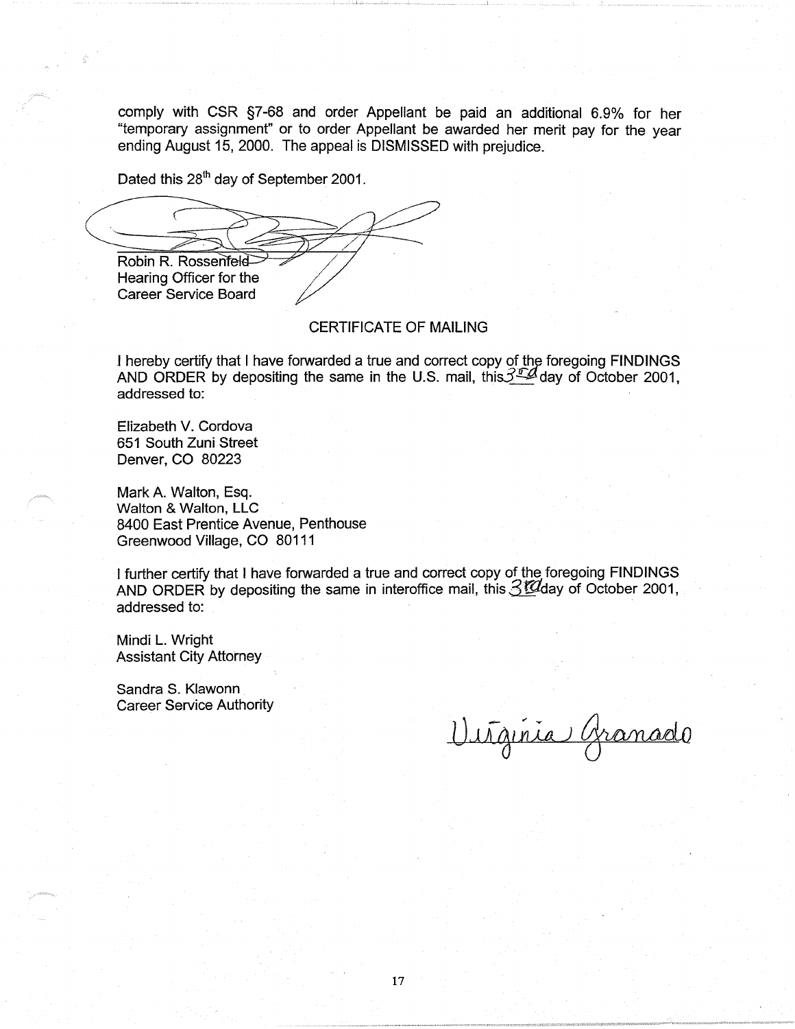comply with CSR §7-68 and order Appellant be paid an additional 6.9% for her "temporary assignment" or to order Appellant be awarded her merit pay for the year ending August 15, 2000. The appeal is DISMISSED with prejudice.

Dated this 28th day of September 2001.

Robin R. Rossenfeld
Hearing Officer for the
Career Service Board

## CERTIFICATE OF MAILING

I hereby certify that I have forwarded a true and correct copy of the foregoing FINDINGS AND ORDER by depositing the same in the U.S. mail, this 3rd day of October 2001, addressed to:

Elizabeth V. Cordova
651 South Zuni Street
Denver, CO 80223

Mark A. Walton, Esq.
Walton & Walton, LLC
8400 East Prentice Avenue, Penthouse
Greenwood Village, CO 80111

I further certify that I have forwarded a true and correct copy of the foregoing FINDINGS AND ORDER by depositing the same in interoffice mail, this 3rd day of October 2001, addressed to:

Mindi L. Wright
Assistant City Attorney

Sandra S. Klawonn
Career Service Authority

Virginia Granado